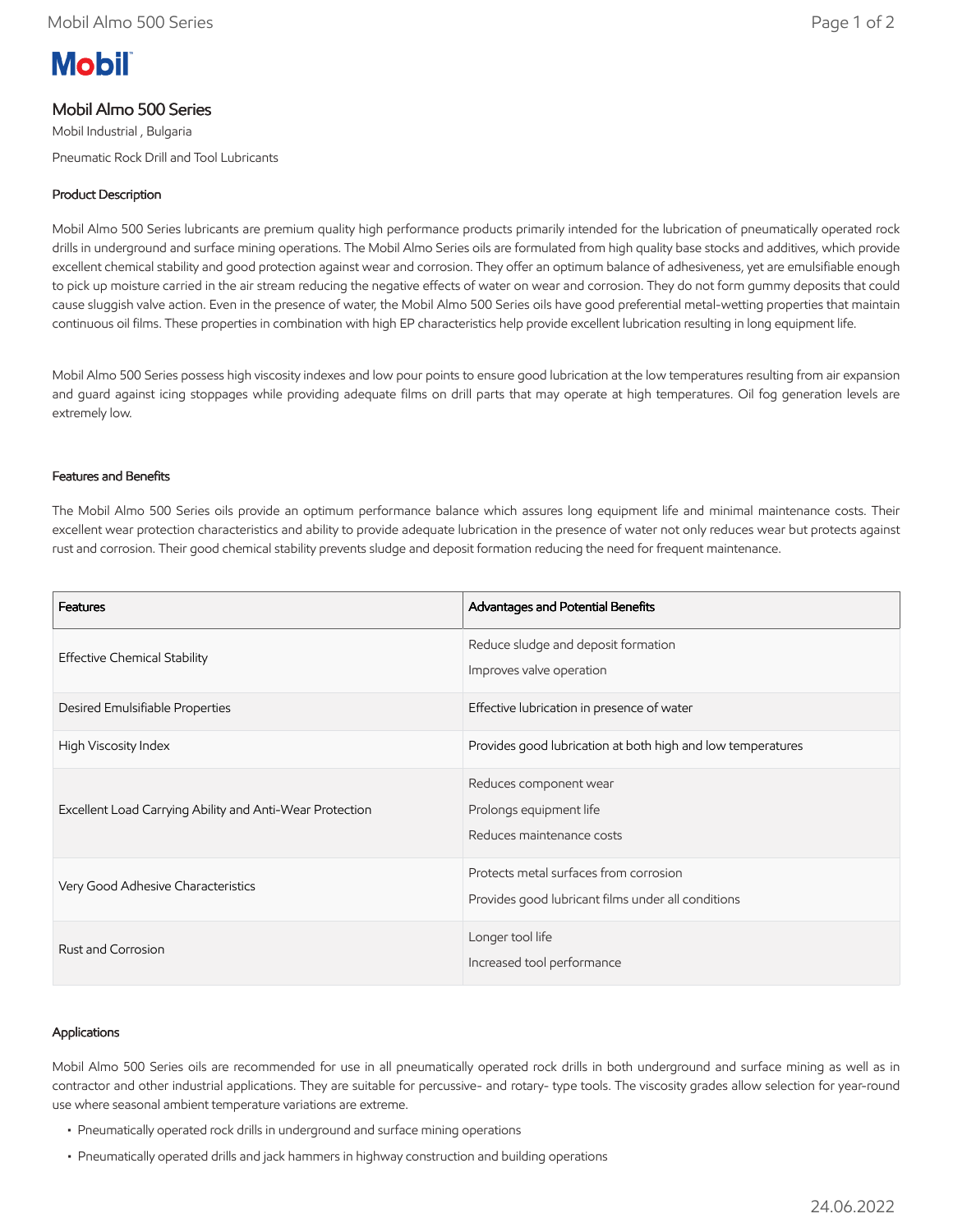# Mobil Almo 500 Series

Mobil Industrial , Bulgaria

Pneumatic Rock Drill and Tool Lubricants

## Product Description

Mobil Almo 500 Series lubricants are premium quality high performance products primarily intended for the lubrication of pneumatically operated rock drills in underground and surface mining operations. The Mobil Almo Series oils are formulated from high quality base stocks and additives, which provide excellent chemical stability and good protection against wear and corrosion. They offer an optimum balance of adhesiveness, yet are emulsifiable enough to pick up moisture carried in the air stream reducing the negative effects of water on wear and corrosion. They do not form gummy deposits that could cause sluggish valve action. Even in the presence of water, the Mobil Almo 500 Series oils have good preferential metal-wetting properties that maintain continuous oil films. These properties in combination with high EP characteristics help provide excellent lubrication resulting in long equipment life.

Mobil Almo 500 Series possess high viscosity indexes and low pour points to ensure good lubrication at the low temperatures resulting from air expansion and guard against icing stoppages while providing adequate films on drill parts that may operate at high temperatures. Oil fog generation levels are extremely low.

## Features and Benefits

The Mobil Almo 500 Series oils provide an optimum performance balance which assures long equipment life and minimal maintenance costs. Their excellent wear protection characteristics and ability to provide adequate lubrication in the presence of water not only reduces wear but protects against rust and corrosion. Their good chemical stability prevents sludge and deposit formation reducing the need for frequent maintenance.

| Features | Advantages and Potential Benefits |
|---|---|
| Effective Chemical Stability | Reduce sludge and deposit formation<br>Improves valve operation |
| Desired Emulsifiable Properties | Effective lubrication in presence of water |
| High Viscosity Index | Provides good lubrication at both high and low temperatures |
| Excellent Load Carrying Ability and Anti-Wear Protection | Reduces component wear<br>Prolongs equipment life<br>Reduces maintenance costs |
| Very Good Adhesive Characteristics | Protects metal surfaces from corrosion<br>Provides good lubricant films under all conditions |
| Rust and Corrosion | Longer tool life<br>Increased tool performance |

## Applications

Mobil Almo 500 Series oils are recommended for use in all pneumatically operated rock drills in both underground and surface mining as well as in contractor and other industrial applications. They are suitable for percussive- and rotary- type tools. The viscosity grades allow selection for year-round use where seasonal ambient temperature variations are extreme.

- Pneumatically operated rock drills in underground and surface mining operations
- Pneumatically operated drills and jack hammers in highway construction and building operations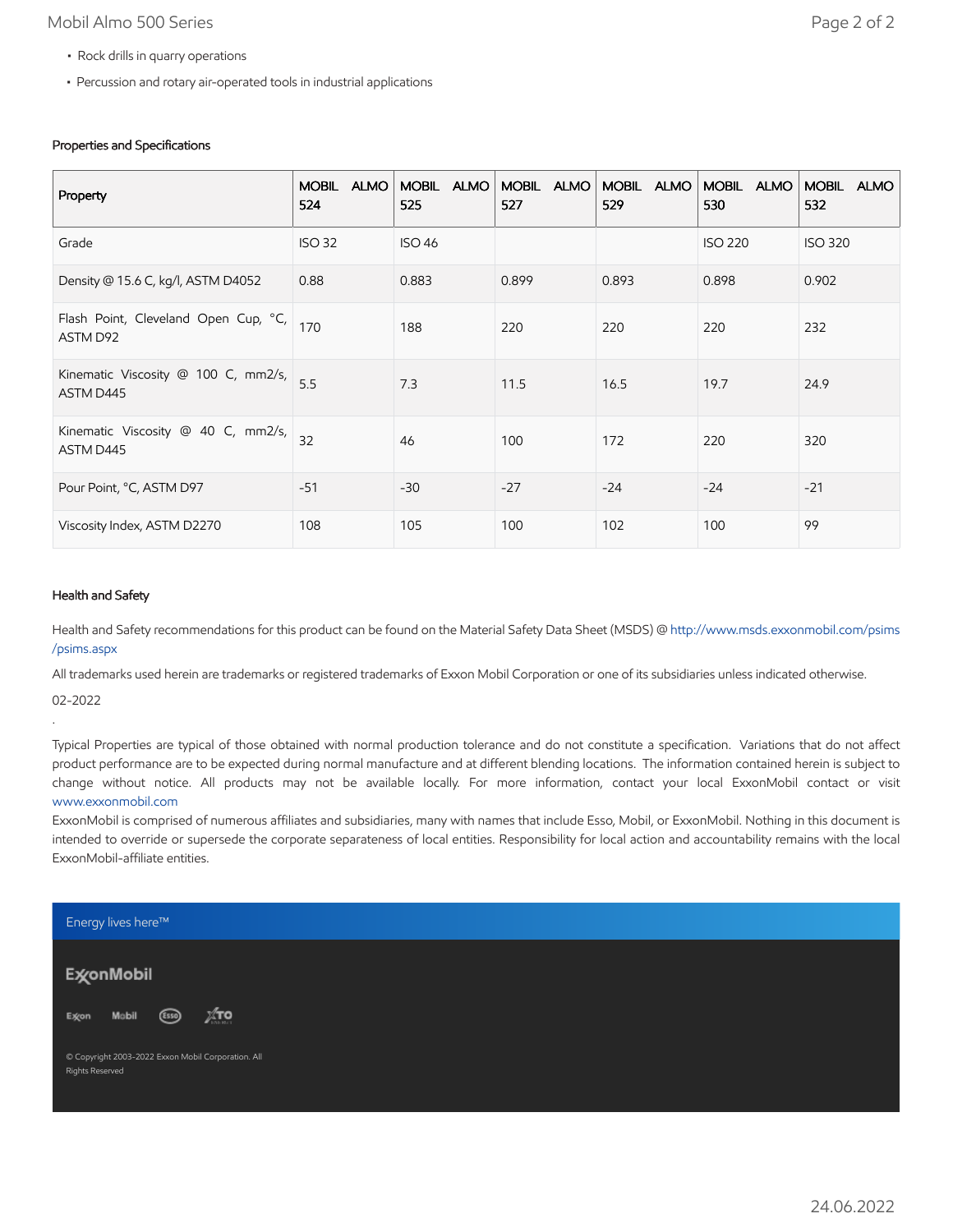- Rock drills in quarry operations
- Percussion and rotary air-operated tools in industrial applications

### Properties and Specifications

| Property | MOBIL ALMO 524 | MOBIL ALMO 525 | MOBIL ALMO 527 | MOBIL ALMO 529 | MOBIL ALMO 530 | MOBIL ALMO 532 |
|---|---|---|---|---|---|---|
| Grade | ISO 32 | ISO 46 | | | ISO 220 | ISO 320 |
| Density @ 15.6 C, kg/l, ASTM D4052 | 0.88 | 0.883 | 0.899 | 0.893 | 0.898 | 0.902 |
| Flash Point, Cleveland Open Cup, °C, ASTM D92 | 170 | 188 | 220 | 220 | 220 | 232 |
| Kinematic Viscosity @ 100 C, mm2/s, ASTM D445 | 5.5 | 7.3 | 11.5 | 16.5 | 19.7 | 24.9 |
| Kinematic Viscosity @ 40 C, mm2/s, ASTM D445 | 32 | 46 | 100 | 172 | 220 | 320 |
| Pour Point, °C, ASTM D97 | -51 | -30 | -27 | -24 | -24 | -21 |
| Viscosity Index, ASTM D2270 | 108 | 105 | 100 | 102 | 100 | 99 |

### Health and Safety

Health and Safety recommendations for this product can be found on the Material Safety Data Sheet (MSDS) @ http://www.msds.exxonmobil.com/psims/psims.aspx

All trademarks used herein are trademarks or registered trademarks of Exxon Mobil Corporation or one of its subsidiaries unless indicated otherwise.

02-2022

.

Typical Properties are typical of those obtained with normal production tolerance and do not constitute a specification. Variations that do not affect product performance are to be expected during normal manufacture and at different blending locations. The information contained herein is subject to change without notice. All products may not be available locally. For more information, contact your local ExxonMobil contact or visit www.exxonmobil.com

ExxonMobil is comprised of numerous affiliates and subsidiaries, many with names that include Esso, Mobil, or ExxonMobil. Nothing in this document is intended to override or supersede the corporate separateness of local entities. Responsibility for local action and accountability remains with the local ExxonMobil-affiliate entities.

Energy lives here™

ExxonMobil

Exxon Mobil Esso XTO

© Copyright 2003-2022 Exxon Mobil Corporation. All Rights Reserved

24.06.2022